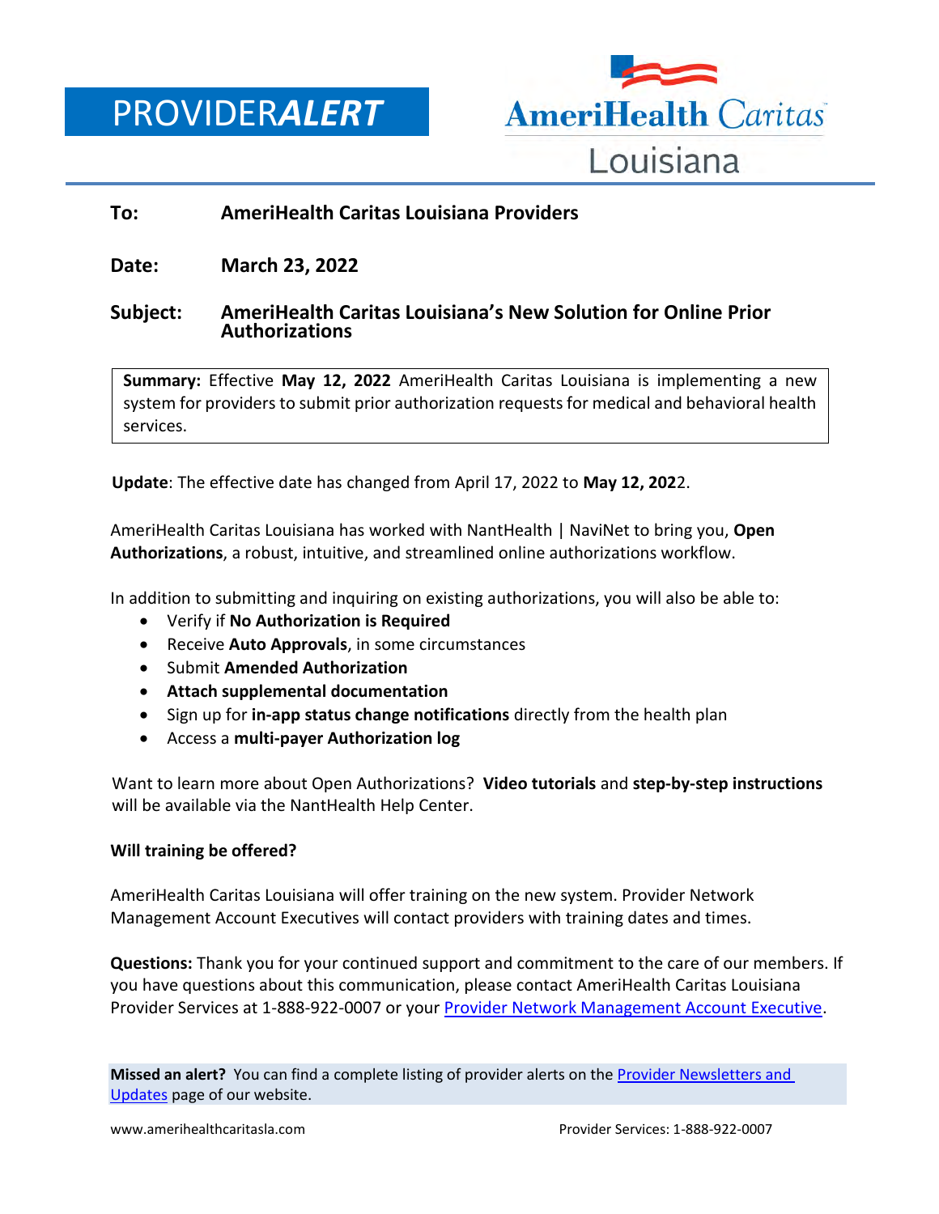# PROVIDER*ALERT*

AmeriHealth Caritas Louisiana

**To:** **AmeriHealth Caritas Louisiana Providers**

**Date:** **March 23, 2022**

**Subject:** **AmeriHealth Caritas Louisiana's New Solution for Online Prior Authorizations**

**Summary:** Effective **May 12, 2022** AmeriHealth Caritas Louisiana is implementing a new system for providers to submit prior authorization requests for medical and behavioral health services.

**Update**: The effective date has changed from April 17, 2022 to **May 12, 2022**.

AmeriHealth Caritas Louisiana has worked with NantHealth | NaviNet to bring you, **Open Authorizations**, a robust, intuitive, and streamlined online authorizations workflow.

In addition to submitting and inquiring on existing authorizations, you will also be able to:

- Verify if **No Authorization is Required**
- Receive **Auto Approvals**, in some circumstances
- Submit **Amended Authorization**
- **Attach supplemental documentation**
- Sign up for **in-app status change notifications** directly from the health plan
- Access a **multi-payer Authorization log**

Want to learn more about Open Authorizations? **Video tutorials** and **step-by-step instructions** will be available via the NantHealth Help Center.

**Will training be offered?**

AmeriHealth Caritas Louisiana will offer training on the new system. Provider Network Management Account Executives will contact providers with training dates and times.

**Questions:** Thank you for your continued support and commitment to the care of our members. If you have questions about this communication, please contact AmeriHealth Caritas Louisiana Provider Services at 1-888-922-0007 or your Provider Network Management Account Executive.

**Missed an alert?** You can find a complete listing of provider alerts on the Provider Newsletters and Updates page of our website.

www.amerihealthcaritasla.com Provider Services: 1-888-922-0007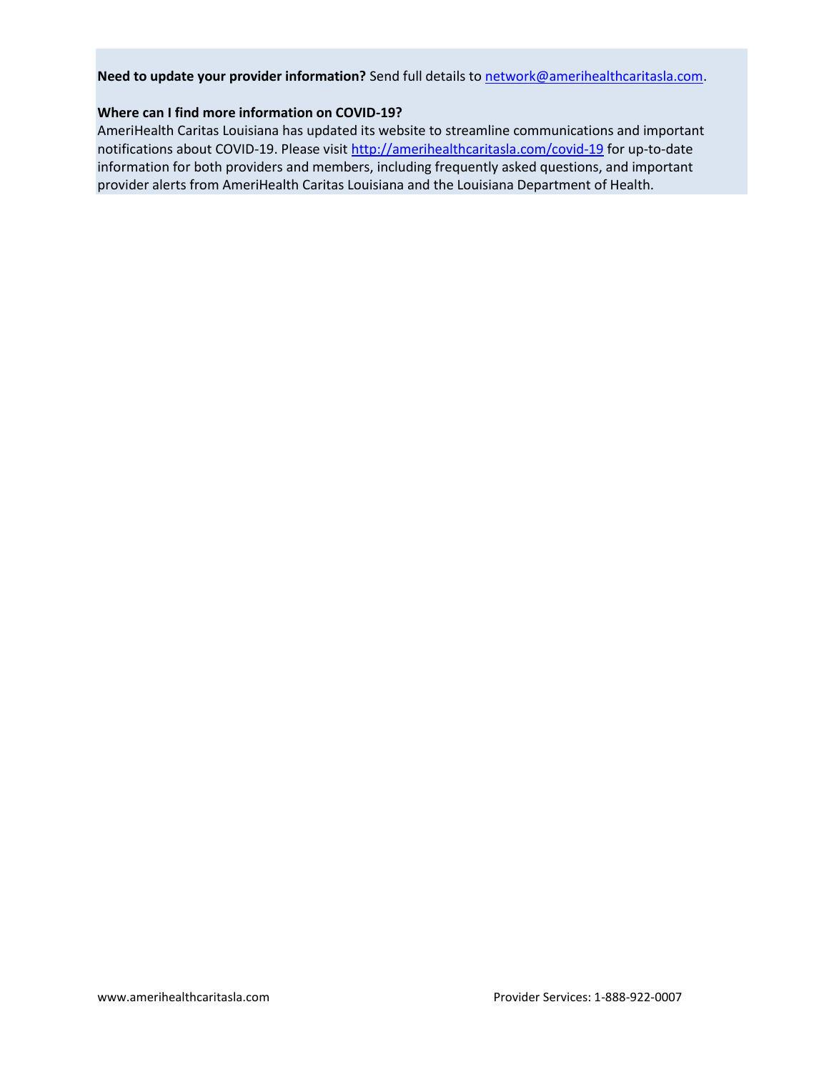**Need to update your provider information?** Send full details to network@amerihealthcaritasla.com.

**Where can I find more information on COVID-19?**
AmeriHealth Caritas Louisiana has updated its website to streamline communications and important notifications about COVID-19. Please visit http://amerihealthcaritasla.com/covid-19 for up-to-date information for both providers and members, including frequently asked questions, and important provider alerts from AmeriHealth Caritas Louisiana and the Louisiana Department of Health.